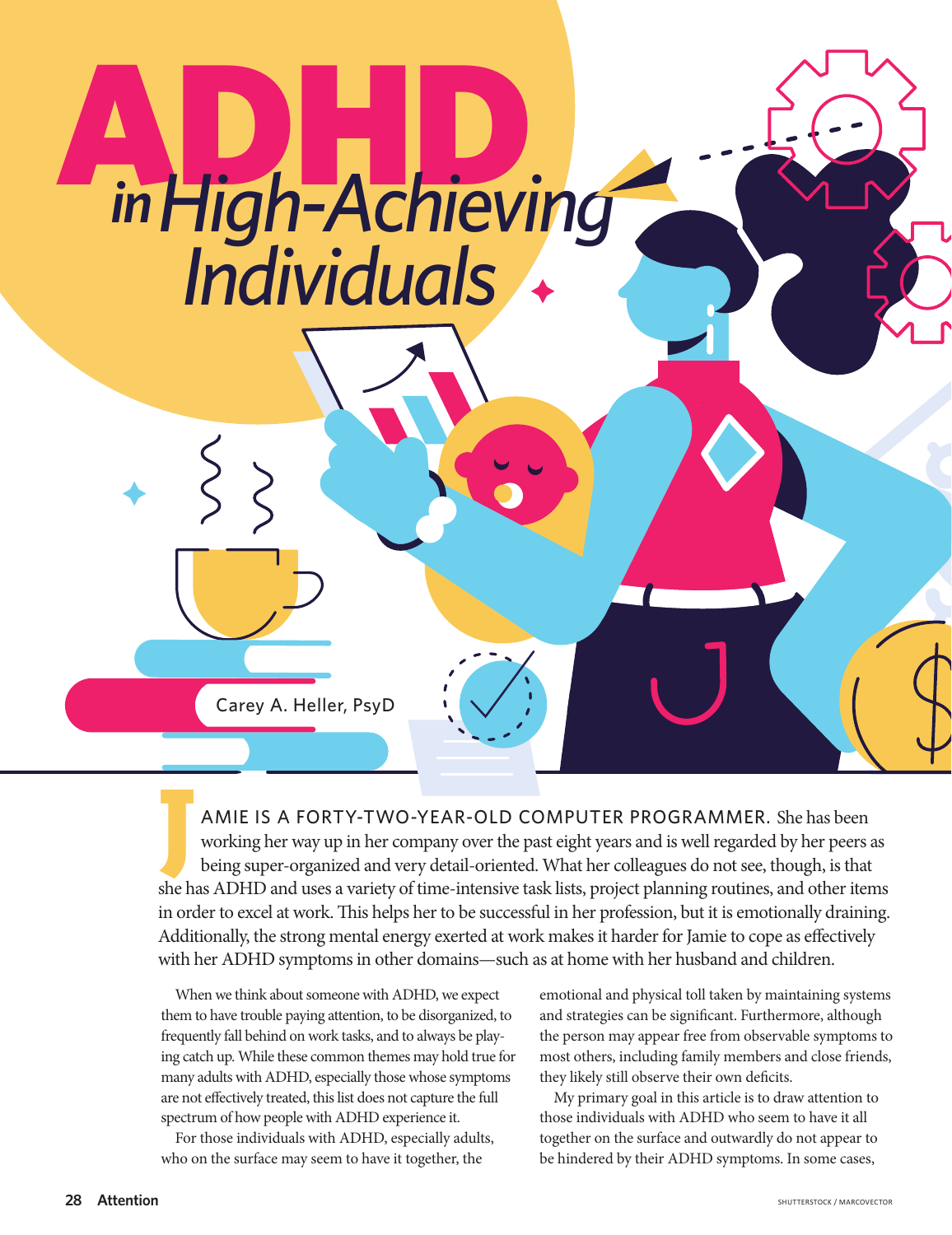# ADHD *in High-Achieving Individuals*

Carey A. Heller, PsyD

JAMIE IS A FORTY-TWO-YEAR-OLD COMPUTER PROGRAMMER. She has been working her way up in her company over the past eight years and is well regarded by her peers as being super-organized and very detail-oriented. What her colleagues do not see, though, is that she has ADHD and uses a variety of time-intensive task lists, project planning routines, and other items in order to excel at work. This helps her to be successful in her profession, but it is emotionally draining. Additionally, the strong mental energy exerted at work makes it harder for Jamie to cope as effectively with her ADHD symptoms in other domains—such as at home with her husband and children.

When we think about someone with ADHD, we expect them to have trouble paying attention, to be disorganized, to frequently fall behind on work tasks, and to always be playing catch up. While these common themes may hold true for many adults with ADHD, especially those whose symptoms are not effectively treated, this list does not capture the full spectrum of how people with ADHD experience it.

For those individuals with ADHD, especially adults, who on the surface may seem to have it together, the emotional and physical toll taken by maintaining systems and strategies can be significant. Furthermore, although the person may appear free from observable symptoms to most others, including family members and close friends, they likely still observe their own deficits.

My primary goal in this article is to draw attention to those individuals with ADHD who seem to have it all together on the surface and outwardly do not appear to be hindered by their ADHD symptoms. In some cases,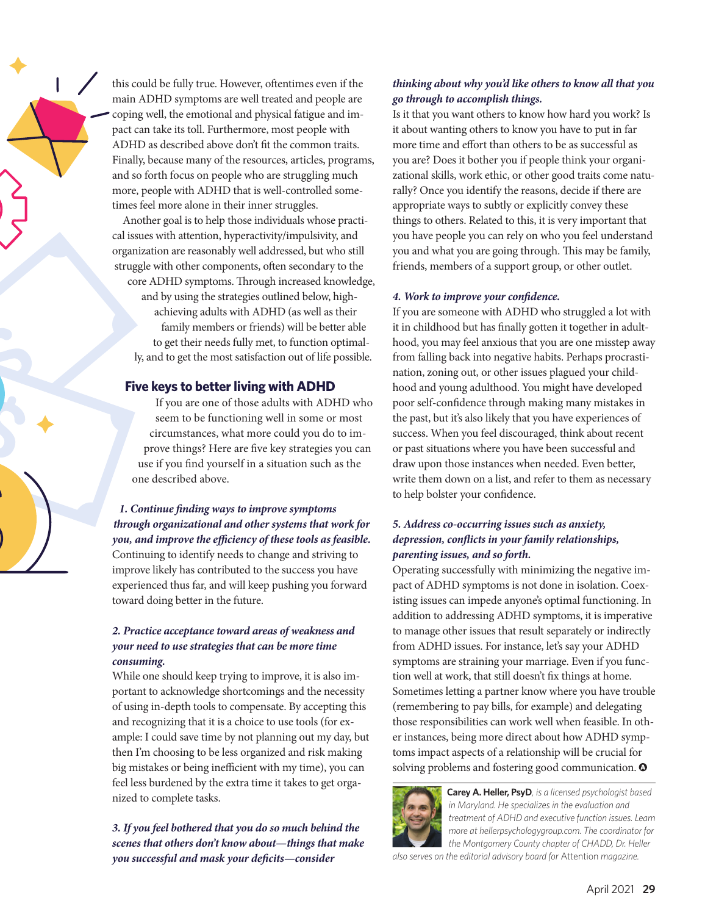this could be fully true. However, oftentimes even if the main ADHD symptoms are well treated and people are coping well, the emotional and physical fatigue and impact can take its toll. Furthermore, most people with ADHD as described above don't fit the common traits. Finally, because many of the resources, articles, programs, and so forth focus on people who are struggling much more, people with ADHD that is well-controlled sometimes feel more alone in their inner struggles.

Another goal is to help those individuals whose practical issues with attention, hyperactivity/impulsivity, and organization are reasonably well addressed, but who still struggle with other components, often secondary to the core ADHD symptoms. Through increased knowledge, and by using the strategies outlined below, high-achieving adults with ADHD (as well as their family members or friends) will be better able to get their needs fully met, to function optimally, and to get the most satisfaction out of life possible.

## Five keys to better living with ADHD

If you are one of those adults with ADHD who seem to be functioning well in some or most circumstances, what more could you do to improve things? Here are five key strategies you can use if you find yourself in a situation such as the one described above.

***1. Continue finding ways to improve symptoms through organizational and other systems that work for you, and improve the efficiency of these tools as feasible.***

Continuing to identify needs to change and striving to improve likely has contributed to the success you have experienced thus far, and will keep pushing you forward toward doing better in the future.

***2. Practice acceptance toward areas of weakness and your need to use strategies that can be more time consuming.***

While one should keep trying to improve, it is also important to acknowledge shortcomings and the necessity of using in-depth tools to compensate. By accepting this and recognizing that it is a choice to use tools (for example: I could save time by not planning out my day, but then I'm choosing to be less organized and risk making big mistakes or being inefficient with my time), you can feel less burdened by the extra time it takes to get organized to complete tasks.

***3. If you feel bothered that you do so much behind the scenes that others don't know about—things that make you successful and mask your deficits—consider thinking about why you'd like others to know all that you go through to accomplish things.***

Is it that you want others to know how hard you work? Is it about wanting others to know you have to put in far more time and effort than others to be as successful as you are? Does it bother you if people think your organizational skills, work ethic, or other good traits come naturally? Once you identify the reasons, decide if there are appropriate ways to subtly or explicitly convey these things to others. Related to this, it is very important that you have people you can rely on who you feel understand you and what you are going through. This may be family, friends, members of a support group, or other outlet.

***4. Work to improve your confidence.***

If you are someone with ADHD who struggled a lot with it in childhood but has finally gotten it together in adulthood, you may feel anxious that you are one misstep away from falling back into negative habits. Perhaps procrastination, zoning out, or other issues plagued your childhood and young adulthood. You might have developed poor self-confidence through making many mistakes in the past, but it's also likely that you have experiences of success. When you feel discouraged, think about recent or past situations where you have been successful and draw upon those instances when needed. Even better, write them down on a list, and refer to them as necessary to help bolster your confidence.

***5. Address co-occurring issues such as anxiety, depression, conflicts in your family relationships, parenting issues, and so forth.***

Operating successfully with minimizing the negative impact of ADHD symptoms is not done in isolation. Coexisting issues can impede anyone's optimal functioning. In addition to addressing ADHD symptoms, it is imperative to manage other issues that result separately or indirectly from ADHD issues. For instance, let's say your ADHD symptoms are straining your marriage. Even if you function well at work, that still doesn't fix things at home. Sometimes letting a partner know where you have trouble (remembering to pay bills, for example) and delegating those responsibilities can work well when feasible. In other instances, being more direct about how ADHD symptoms impact aspects of a relationship will be crucial for solving problems and fostering good communication.

**Carey A. Heller, PsyD**, *is a licensed psychologist based in Maryland. He specializes in the evaluation and treatment of ADHD and executive function issues. Learn more at hellerpsychologygroup.com. The coordinator for the Montgomery County chapter of CHADD, Dr. Heller also serves on the editorial advisory board for* Attention *magazine.*